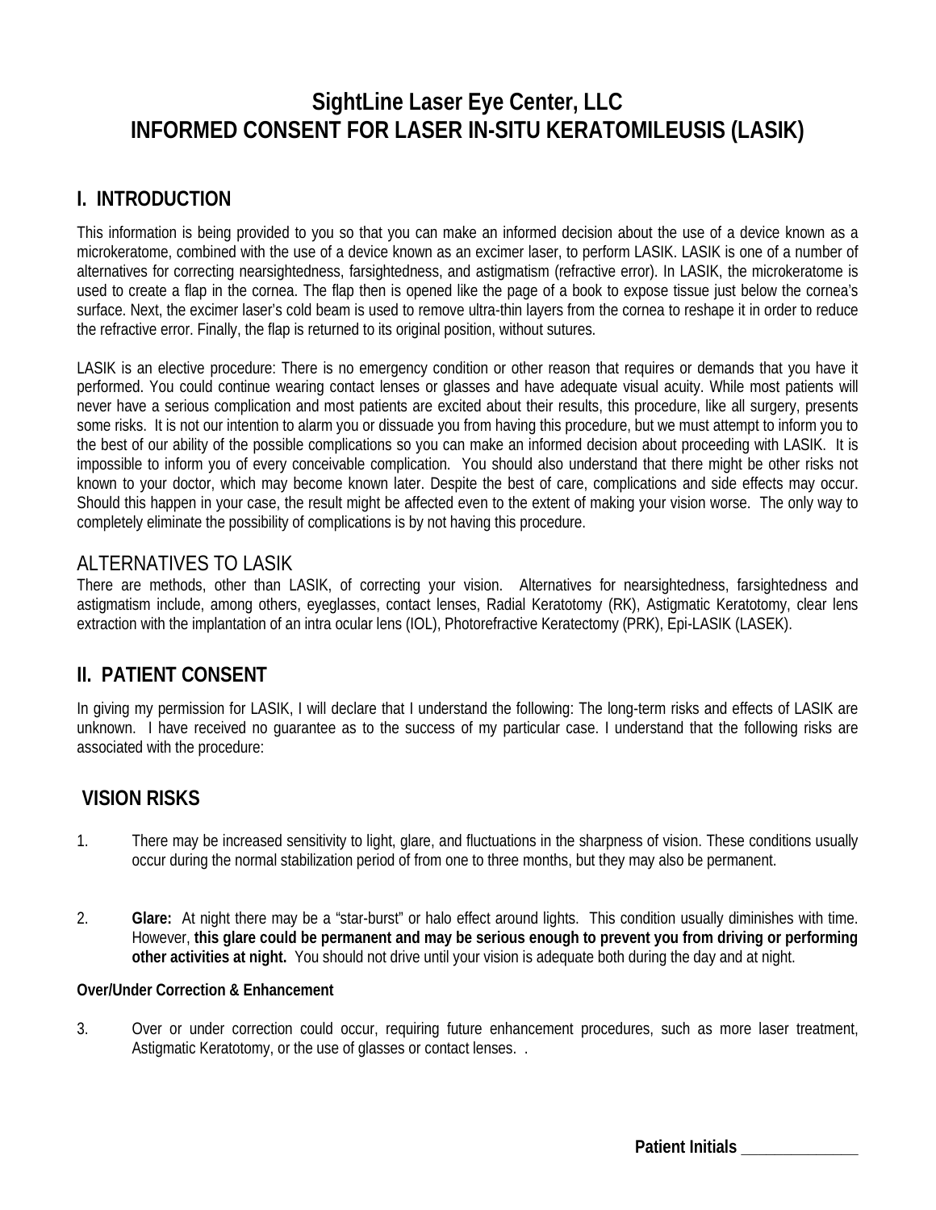# SightLine Laser Eye Center, LLC
# INFORMED CONSENT FOR LASER IN-SITU KERATOMILEUSIS (LASIK)

## I. INTRODUCTION

This information is being provided to you so that you can make an informed decision about the use of a device known as a microkeratome, combined with the use of a device known as an excimer laser, to perform LASIK. LASIK is one of a number of alternatives for correcting nearsightedness, farsightedness, and astigmatism (refractive error). In LASIK, the microkeratome is used to create a flap in the cornea. The flap then is opened like the page of a book to expose tissue just below the cornea's surface. Next, the excimer laser's cold beam is used to remove ultra-thin layers from the cornea to reshape it in order to reduce the refractive error. Finally, the flap is returned to its original position, without sutures.

LASIK is an elective procedure: There is no emergency condition or other reason that requires or demands that you have it performed. You could continue wearing contact lenses or glasses and have adequate visual acuity. While most patients will never have a serious complication and most patients are excited about their results, this procedure, like all surgery, presents some risks. It is not our intention to alarm you or dissuade you from having this procedure, but we must attempt to inform you to the best of our ability of the possible complications so you can make an informed decision about proceeding with LASIK. It is impossible to inform you of every conceivable complication. You should also understand that there might be other risks not known to your doctor, which may become known later. Despite the best of care, complications and side effects may occur. Should this happen in your case, the result might be affected even to the extent of making your vision worse. The only way to completely eliminate the possibility of complications is by not having this procedure.

### ALTERNATIVES TO LASIK

There are methods, other than LASIK, of correcting your vision. Alternatives for nearsightedness, farsightedness and astigmatism include, among others, eyeglasses, contact lenses, Radial Keratotomy (RK), Astigmatic Keratotomy, clear lens extraction with the implantation of an intra ocular lens (IOL), Photorefractive Keratectomy (PRK), Epi-LASIK (LASEK).

## II. PATIENT CONSENT

In giving my permission for LASIK, I will declare that I understand the following: The long-term risks and effects of LASIK are unknown. I have received no guarantee as to the success of my particular case. I understand that the following risks are associated with the procedure:

## VISION RISKS

1. There may be increased sensitivity to light, glare, and fluctuations in the sharpness of vision. These conditions usually occur during the normal stabilization period of from one to three months, but they may also be permanent.

2. **Glare:** At night there may be a "star-burst" or halo effect around lights. This condition usually diminishes with time. However, **this glare could be permanent and may be serious enough to prevent you from driving or performing other activities at night.** You should not drive until your vision is adequate both during the day and at night.

**Over/Under Correction & Enhancement**

3. Over or under correction could occur, requiring future enhancement procedures, such as more laser treatment, Astigmatic Keratotomy, or the use of glasses or contact lenses. .

**Patient Initials \_\_\_\_\_\_\_\_\_\_\_\_\_\_**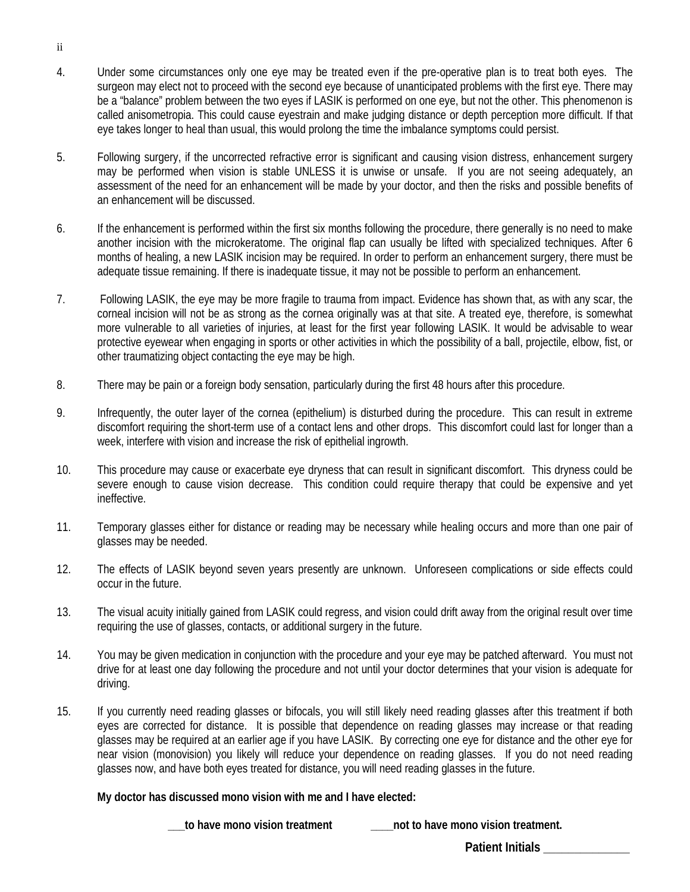4. Under some circumstances only one eye may be treated even if the pre-operative plan is to treat both eyes. The surgeon may elect not to proceed with the second eye because of unanticipated problems with the first eye. There may be a "balance" problem between the two eyes if LASIK is performed on one eye, but not the other. This phenomenon is called anisometropia. This could cause eyestrain and make judging distance or depth perception more difficult. If that eye takes longer to heal than usual, this would prolong the time the imbalance symptoms could persist.

5. Following surgery, if the uncorrected refractive error is significant and causing vision distress, enhancement surgery may be performed when vision is stable UNLESS it is unwise or unsafe. If you are not seeing adequately, an assessment of the need for an enhancement will be made by your doctor, and then the risks and possible benefits of an enhancement will be discussed.

6. If the enhancement is performed within the first six months following the procedure, there generally is no need to make another incision with the microkeratome. The original flap can usually be lifted with specialized techniques. After 6 months of healing, a new LASIK incision may be required. In order to perform an enhancement surgery, there must be adequate tissue remaining. If there is inadequate tissue, it may not be possible to perform an enhancement.

7. Following LASIK, the eye may be more fragile to trauma from impact. Evidence has shown that, as with any scar, the corneal incision will not be as strong as the cornea originally was at that site. A treated eye, therefore, is somewhat more vulnerable to all varieties of injuries, at least for the first year following LASIK. It would be advisable to wear protective eyewear when engaging in sports or other activities in which the possibility of a ball, projectile, elbow, fist, or other traumatizing object contacting the eye may be high.

8. There may be pain or a foreign body sensation, particularly during the first 48 hours after this procedure.

9. Infrequently, the outer layer of the cornea (epithelium) is disturbed during the procedure. This can result in extreme discomfort requiring the short-term use of a contact lens and other drops. This discomfort could last for longer than a week, interfere with vision and increase the risk of epithelial ingrowth.

10. This procedure may cause or exacerbate eye dryness that can result in significant discomfort. This dryness could be severe enough to cause vision decrease. This condition could require therapy that could be expensive and yet ineffective.

11. Temporary glasses either for distance or reading may be necessary while healing occurs and more than one pair of glasses may be needed.

12. The effects of LASIK beyond seven years presently are unknown. Unforeseen complications or side effects could occur in the future.

13. The visual acuity initially gained from LASIK could regress, and vision could drift away from the original result over time requiring the use of glasses, contacts, or additional surgery in the future.

14. You may be given medication in conjunction with the procedure and your eye may be patched afterward. You must not drive for at least one day following the procedure and not until your doctor determines that your vision is adequate for driving.

15. If you currently need reading glasses or bifocals, you will still likely need reading glasses after this treatment if both eyes are corrected for distance. It is possible that dependence on reading glasses may increase or that reading glasses may be required at an earlier age if you have LASIK. By correcting one eye for distance and the other eye for near vision (monovision) you likely will reduce your dependence on reading glasses. If you do not need reading glasses now, and have both eyes treated for distance, you will need reading glasses in the future.

**My doctor has discussed mono vision with me and I have elected:**

**___to have mono vision treatment** **____not to have mono vision treatment.**

**Patient Initials ______________**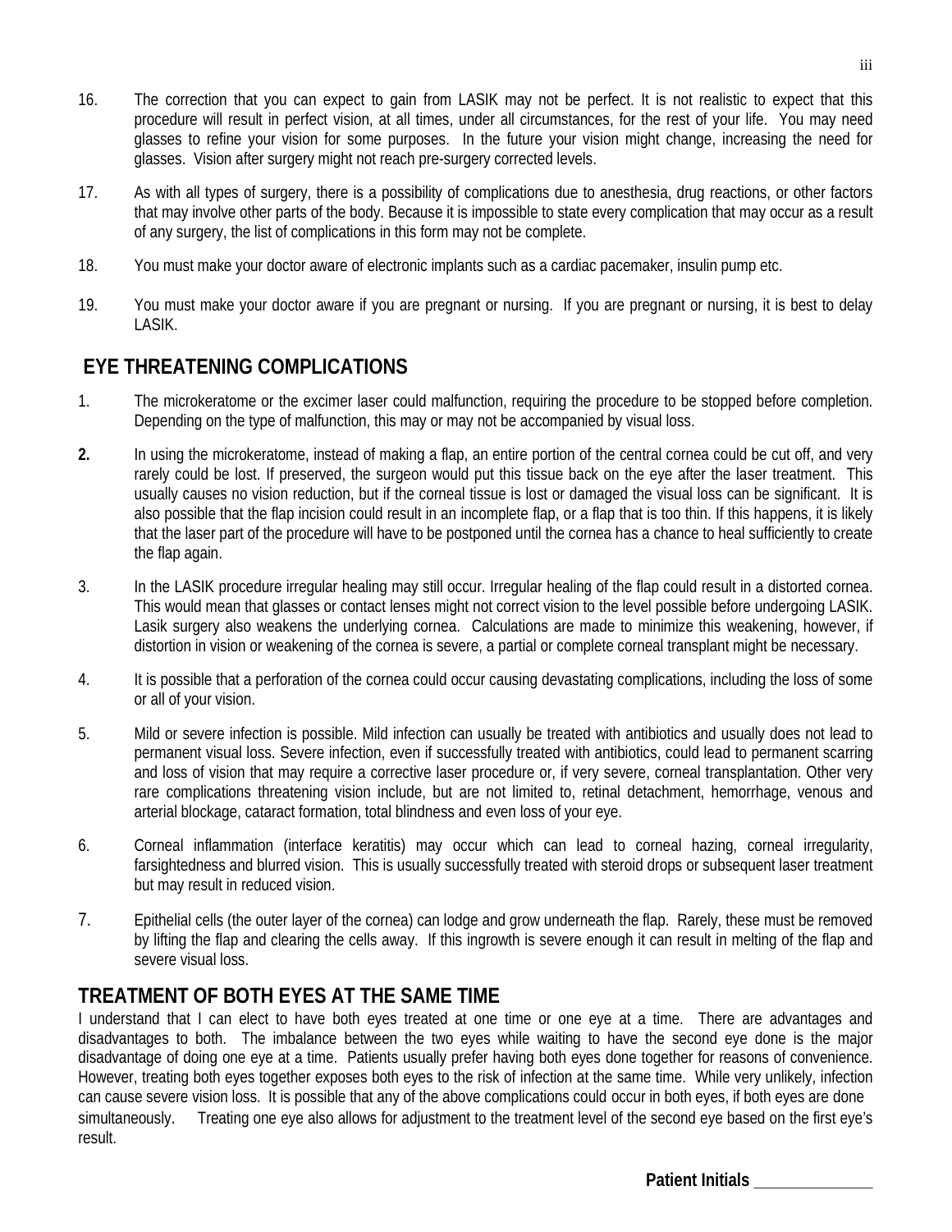16. The correction that you can expect to gain from LASIK may not be perfect. It is not realistic to expect that this procedure will result in perfect vision, at all times, under all circumstances, for the rest of your life. You may need glasses to refine your vision for some purposes. In the future your vision might change, increasing the need for glasses. Vision after surgery might not reach pre-surgery corrected levels.

17. As with all types of surgery, there is a possibility of complications due to anesthesia, drug reactions, or other factors that may involve other parts of the body. Because it is impossible to state every complication that may occur as a result of any surgery, the list of complications in this form may not be complete.

18. You must make your doctor aware of electronic implants such as a cardiac pacemaker, insulin pump etc.

19. You must make your doctor aware if you are pregnant or nursing. If you are pregnant or nursing, it is best to delay LASIK.

## EYE THREATENING COMPLICATIONS

1. The microkeratome or the excimer laser could malfunction, requiring the procedure to be stopped before completion. Depending on the type of malfunction, this may or may not be accompanied by visual loss.

2. In using the microkeratome, instead of making a flap, an entire portion of the central cornea could be cut off, and very rarely could be lost. If preserved, the surgeon would put this tissue back on the eye after the laser treatment. This usually causes no vision reduction, but if the corneal tissue is lost or damaged the visual loss can be significant. It is also possible that the flap incision could result in an incomplete flap, or a flap that is too thin. If this happens, it is likely that the laser part of the procedure will have to be postponed until the cornea has a chance to heal sufficiently to create the flap again.

3. In the LASIK procedure irregular healing may still occur. Irregular healing of the flap could result in a distorted cornea. This would mean that glasses or contact lenses might not correct vision to the level possible before undergoing LASIK. Lasik surgery also weakens the underlying cornea. Calculations are made to minimize this weakening, however, if distortion in vision or weakening of the cornea is severe, a partial or complete corneal transplant might be necessary.

4. It is possible that a perforation of the cornea could occur causing devastating complications, including the loss of some or all of your vision.

5. Mild or severe infection is possible. Mild infection can usually be treated with antibiotics and usually does not lead to permanent visual loss. Severe infection, even if successfully treated with antibiotics, could lead to permanent scarring and loss of vision that may require a corrective laser procedure or, if very severe, corneal transplantation. Other very rare complications threatening vision include, but are not limited to, retinal detachment, hemorrhage, venous and arterial blockage, cataract formation, total blindness and even loss of your eye.

6. Corneal inflammation (interface keratitis) may occur which can lead to corneal hazing, corneal irregularity, farsightedness and blurred vision. This is usually successfully treated with steroid drops or subsequent laser treatment but may result in reduced vision.

7. Epithelial cells (the outer layer of the cornea) can lodge and grow underneath the flap. Rarely, these must be removed by lifting the flap and clearing the cells away. If this ingrowth is severe enough it can result in melting of the flap and severe visual loss.

## TREATMENT OF BOTH EYES AT THE SAME TIME

I understand that I can elect to have both eyes treated at one time or one eye at a time. There are advantages and disadvantages to both. The imbalance between the two eyes while waiting to have the second eye done is the major disadvantage of doing one eye at a time. Patients usually prefer having both eyes done together for reasons of convenience. However, treating both eyes together exposes both eyes to the risk of infection at the same time. While very unlikely, infection can cause severe vision loss. It is possible that any of the above complications could occur in both eyes, if both eyes are done simultaneously. Treating one eye also allows for adjustment to the treatment level of the second eye based on the first eye's result.

**Patient Initials** ______________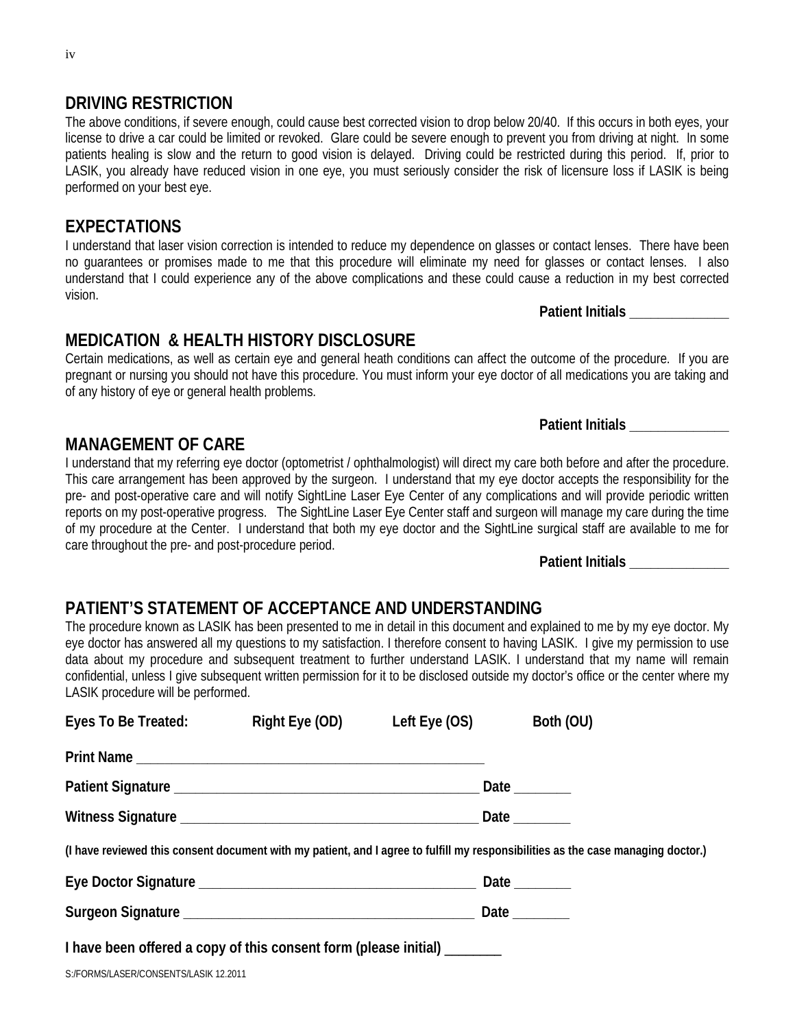## DRIVING RESTRICTION

The above conditions, if severe enough, could cause best corrected vision to drop below 20/40. If this occurs in both eyes, your license to drive a car could be limited or revoked. Glare could be severe enough to prevent you from driving at night. In some patients healing is slow and the return to good vision is delayed. Driving could be restricted during this period. If, prior to LASIK, you already have reduced vision in one eye, you must seriously consider the risk of licensure loss if LASIK is being performed on your best eye.

## EXPECTATIONS

I understand that laser vision correction is intended to reduce my dependence on glasses or contact lenses. There have been no guarantees or promises made to me that this procedure will eliminate my need for glasses or contact lenses. I also understand that I could experience any of the above complications and these could cause a reduction in my best corrected vision.

**Patient Initials ______________**

## MEDICATION & HEALTH HISTORY DISCLOSURE

Certain medications, as well as certain eye and general heath conditions can affect the outcome of the procedure. If you are pregnant or nursing you should not have this procedure. You must inform your eye doctor of all medications you are taking and of any history of eye or general health problems.

**Patient Initials ______________**

## MANAGEMENT OF CARE

I understand that my referring eye doctor (optometrist / ophthalmologist) will direct my care both before and after the procedure. This care arrangement has been approved by the surgeon. I understand that my eye doctor accepts the responsibility for the pre- and post-operative care and will notify SightLine Laser Eye Center of any complications and will provide periodic written reports on my post-operative progress. The SightLine Laser Eye Center staff and surgeon will manage my care during the time of my procedure at the Center. I understand that both my eye doctor and the SightLine surgical staff are available to me for care throughout the pre- and post-procedure period.

**Patient Initials ______________**

## PATIENT'S STATEMENT OF ACCEPTANCE AND UNDERSTANDING

The procedure known as LASIK has been presented to me in detail in this document and explained to me by my eye doctor. My eye doctor has answered all my questions to my satisfaction. I therefore consent to having LASIK. I give my permission to use data about my procedure and subsequent treatment to further understand LASIK. I understand that my name will remain confidential, unless I give subsequent written permission for it to be disclosed outside my doctor's office or the center where my LASIK procedure will be performed.

**Eyes To Be Treated:** **Right Eye (OD)** **Left Eye (OS)** **Both (OU)**

**Print Name** ____________________________________________________

**Patient Signature** _____________________________________________ **Date** ________

**Witness Signature** _____________________________________________ **Date** ________

**(I have reviewed this consent document with my patient, and I agree to fulfill my responsibilities as the case managing doctor.)**

**Eye Doctor Signature** __________________________________________ **Date** ________

**Surgeon Signature** ____________________________________________ **Date** ________

**I have been offered a copy of this consent form (please initial)** ________

S:/FORMS/LASER/CONSENTS/LASIK 12.2011